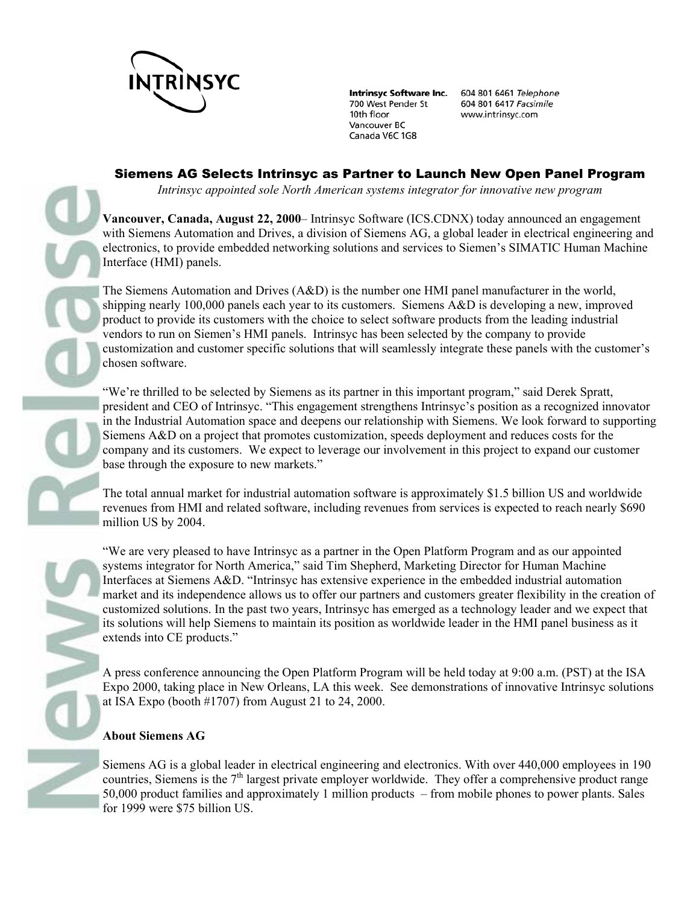INTRINSYC

**Intrinsyc Software Inc.**
700 West Pender St
10th floor
Vancouver BC
Canada V6C 1G8

604 801 6461 *Telephone*
604 801 6417 *Facsimile*
www.intrinsyc.com

News Release

## Siemens AG Selects Intrinsyc as Partner to Launch New Open Panel Program

*Intrinsyc appointed sole North American systems integrator for innovative new program*

**Vancouver, Canada, August 22, 2000**– Intrinsyc Software (ICS.CDNX) today announced an engagement with Siemens Automation and Drives, a division of Siemens AG, a global leader in electrical engineering and electronics, to provide embedded networking solutions and services to Siemen's SIMATIC Human Machine Interface (HMI) panels.

The Siemens Automation and Drives (A&D) is the number one HMI panel manufacturer in the world, shipping nearly 100,000 panels each year to its customers. Siemens A&D is developing a new, improved product to provide its customers with the choice to select software products from the leading industrial vendors to run on Siemen's HMI panels. Intrinsyc has been selected by the company to provide customization and customer specific solutions that will seamlessly integrate these panels with the customer's chosen software.

"We're thrilled to be selected by Siemens as its partner in this important program," said Derek Spratt, president and CEO of Intrinsyc. "This engagement strengthens Intrinsyc's position as a recognized innovator in the Industrial Automation space and deepens our relationship with Siemens. We look forward to supporting Siemens A&D on a project that promotes customization, speeds deployment and reduces costs for the company and its customers. We expect to leverage our involvement in this project to expand our customer base through the exposure to new markets."

The total annual market for industrial automation software is approximately $1.5 billion US and worldwide revenues from HMI and related software, including revenues from services is expected to reach nearly $690 million US by 2004.

"We are very pleased to have Intrinsyc as a partner in the Open Platform Program and as our appointed systems integrator for North America," said Tim Shepherd, Marketing Director for Human Machine Interfaces at Siemens A&D. "Intrinsyc has extensive experience in the embedded industrial automation market and its independence allows us to offer our partners and customers greater flexibility in the creation of customized solutions. In the past two years, Intrinsyc has emerged as a technology leader and we expect that its solutions will help Siemens to maintain its position as worldwide leader in the HMI panel business as it extends into CE products."

A press conference announcing the Open Platform Program will be held today at 9:00 a.m. (PST) at the ISA Expo 2000, taking place in New Orleans, LA this week. See demonstrations of innovative Intrinsyc solutions at ISA Expo (booth #1707) from August 21 to 24, 2000.

### About Siemens AG

Siemens AG is a global leader in electrical engineering and electronics. With over 440,000 employees in 190 countries, Siemens is the 7th largest private employer worldwide. They offer a comprehensive product range 50,000 product families and approximately 1 million products – from mobile phones to power plants. Sales for 1999 were $75 billion US.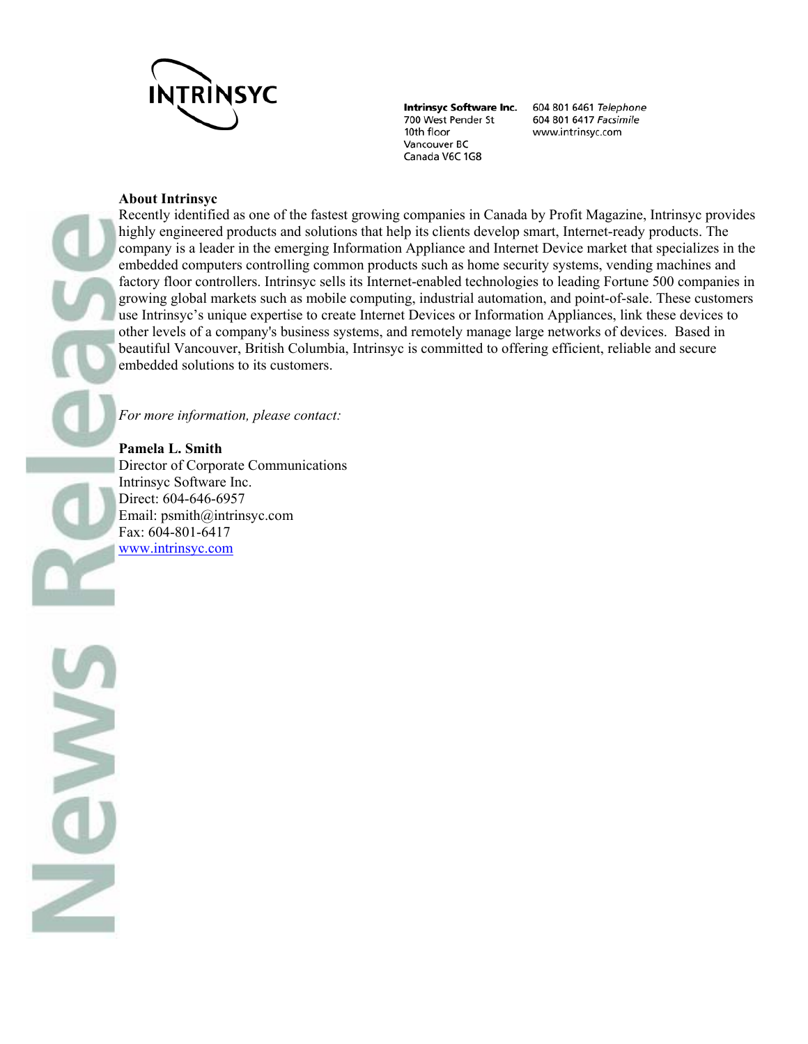**Intrinsyc Software Inc.**
700 West Pender St
10th floor
Vancouver BC
Canada V6C 1G8

604 801 6461 *Telephone*
604 801 6417 *Facsimile*
www.intrinsyc.com

**About Intrinsyc**

Recently identified as one of the fastest growing companies in Canada by Profit Magazine, Intrinsyc provides highly engineered products and solutions that help its clients develop smart, Internet-ready products. The company is a leader in the emerging Information Appliance and Internet Device market that specializes in the embedded computers controlling common products such as home security systems, vending machines and factory floor controllers. Intrinsyc sells its Internet-enabled technologies to leading Fortune 500 companies in growing global markets such as mobile computing, industrial automation, and point-of-sale. These customers use Intrinsyc's unique expertise to create Internet Devices or Information Appliances, link these devices to other levels of a company's business systems, and remotely manage large networks of devices. Based in beautiful Vancouver, British Columbia, Intrinsyc is committed to offering efficient, reliable and secure embedded solutions to its customers.

*For more information, please contact:*

**Pamela L. Smith**
Director of Corporate Communications
Intrinsyc Software Inc.
Direct: 604-646-6957
Email: psmith@intrinsyc.com
Fax: 604-801-6417
www.intrinsyc.com